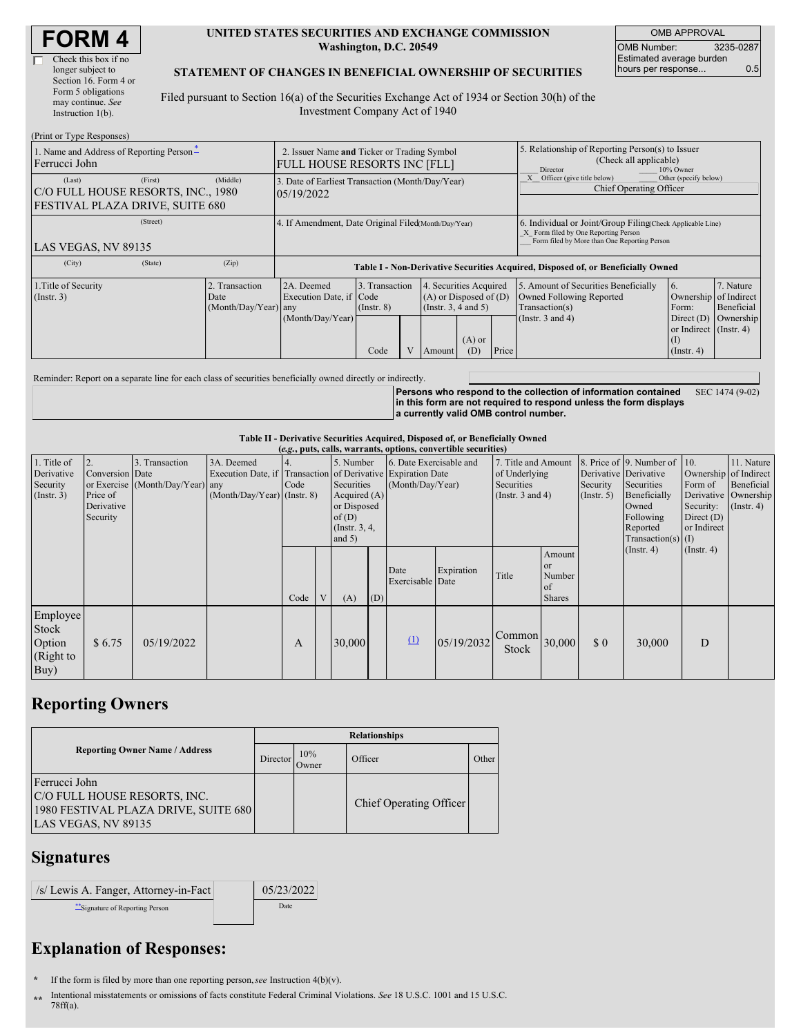# FORM 4

Check this box if no longer subject to Section 16. Form 4 or Form 5 obligations may continue. *See* Instruction 1(b).

**UNITED STATES SECURITIES AND EXCHANGE COMMISSION**
**Washington, D.C. 20549**

**STATEMENT OF CHANGES IN BENEFICIAL OWNERSHIP OF SECURITIES**

Filed pursuant to Section 16(a) of the Securities Exchange Act of 1934 or Section 30(h) of the Investment Company Act of 1940

| OMB APPROVAL | |
|---|---|
| OMB Number: | 3235-0287 |
| Estimated average burden hours per response... | 0.5 |

(Print or Type Responses)

| | | |
|---|---|---|
| 1. Name and Address of Reporting Person* <br> Ferrucci John <br> (Last) (First) (Middle) <br> C/O FULL HOUSE RESORTS, INC., 1980 FESTIVAL PLAZA DRIVE, SUITE 680 <br> (Street) <br> LAS VEGAS, NV 89135 <br> (City) (State) (Zip) | 2. Issuer Name **and** Ticker or Trading Symbol <br> FULL HOUSE RESORTS INC [FLL] <br><br> 3. Date of Earliest Transaction (Month/Day/Year) <br> 05/19/2022 <br><br> 4. If Amendment, Date Original Filed (Month/Day/Year) | 5. Relationship of Reporting Person(s) to Issuer (Check all applicable) <br> ___ Director ___ 10% Owner <br> _X_ Officer (give title below) ___ Other (specify below) <br> Chief Operating Officer <br><br> 6. Individual or Joint/Group Filing (Check Applicable Line) <br> _X_ Form filed by One Reporting Person <br> ___ Form filed by More than One Reporting Person |

**Table I - Non-Derivative Securities Acquired, Disposed of, or Beneficially Owned**

| 1.Title of Security (Instr. 3) | 2. Transaction Date (Month/Day/Year) | 2A. Deemed Execution Date, if any (Month/Day/Year) | 3. Transaction Code (Instr. 8) | | 4. Securities Acquired (A) or Disposed of (D) (Instr. 3, 4 and 5) | | | 5. Amount of Securities Beneficially Owned Following Reported Transaction(s) (Instr. 3 and 4) | 6. Ownership Form: Direct (D) or Indirect (I) (Instr. 4) | 7. Nature of Indirect Beneficial Ownership (Instr. 4) |
|---|---|---|---|---|---|---|---|---|---|---|
| | | | Code | V | Amount | (A) or (D) | Price | | | |

Reminder: Report on a separate line for each class of securities beneficially owned directly or indirectly.

**Persons who respond to the collection of information contained in this form are not required to respond unless the form displays a currently valid OMB control number.** SEC 1474 (9-02)

**Table II - Derivative Securities Acquired, Disposed of, or Beneficially Owned**
**(*e.g.*, puts, calls, warrants, options, convertible securities)**

| 1. Title of Derivative Security (Instr. 3) | 2. Conversion or Exercise Price of Derivative Security | 3. Transaction Date (Month/Day/Year) | 3A. Deemed Execution Date, if any (Month/Day/Year) | 4. Transaction Code (Instr. 8) | | 5. Number of Derivative Securities Acquired (A) or Disposed of (D) (Instr. 3, 4, and 5) | | 6. Date Exercisable and Expiration Date (Month/Day/Year) | | 7. Title and Amount of Underlying Securities (Instr. 3 and 4) | | 8. Price of Derivative Security (Instr. 5) | 9. Number of Derivative Securities Beneficially Owned Following Reported Transaction(s) (Instr. 4) | 10. Ownership Form of Derivative Security: Direct (D) or Indirect (I) (Instr. 4) | 11. Nature of Indirect Beneficial Ownership (Instr. 4) |
|---|---|---|---|---|---|---|---|---|---|---|---|---|---|---|---|
| | | | | Code | V | (A) | (D) | Date Exercisable | Expiration Date | Title | Amount or Number of Shares | | | | |
| Employee Stock Option (Right to Buy) | $ 6.75 | 05/19/2022 | | A | | 30,000 | | (1) | 05/19/2032 | Common Stock | 30,000 | $ 0 | 30,000 | D | |

## Reporting Owners

| Reporting Owner Name / Address | Relationships | | | |
|---|---|---|---|---|
| | Director | 10% Owner | Officer | Other |
| Ferrucci John <br> C/O FULL HOUSE RESORTS, INC. <br> 1980 FESTIVAL PLAZA DRIVE, SUITE 680 <br> LAS VEGAS, NV 89135 | | | Chief Operating Officer | |

## Signatures

| | |
|---|---|
| /s/ Lewis A. Fanger, Attorney-in-Fact | 05/23/2022 |
| **Signature of Reporting Person | Date |

## Explanation of Responses:

\* If the form is filed by more than one reporting person, *see* Instruction 4(b)(v).

\*\* Intentional misstatements or omissions of facts constitute Federal Criminal Violations. *See* 18 U.S.C. 1001 and 15 U.S.C. 78ff(a).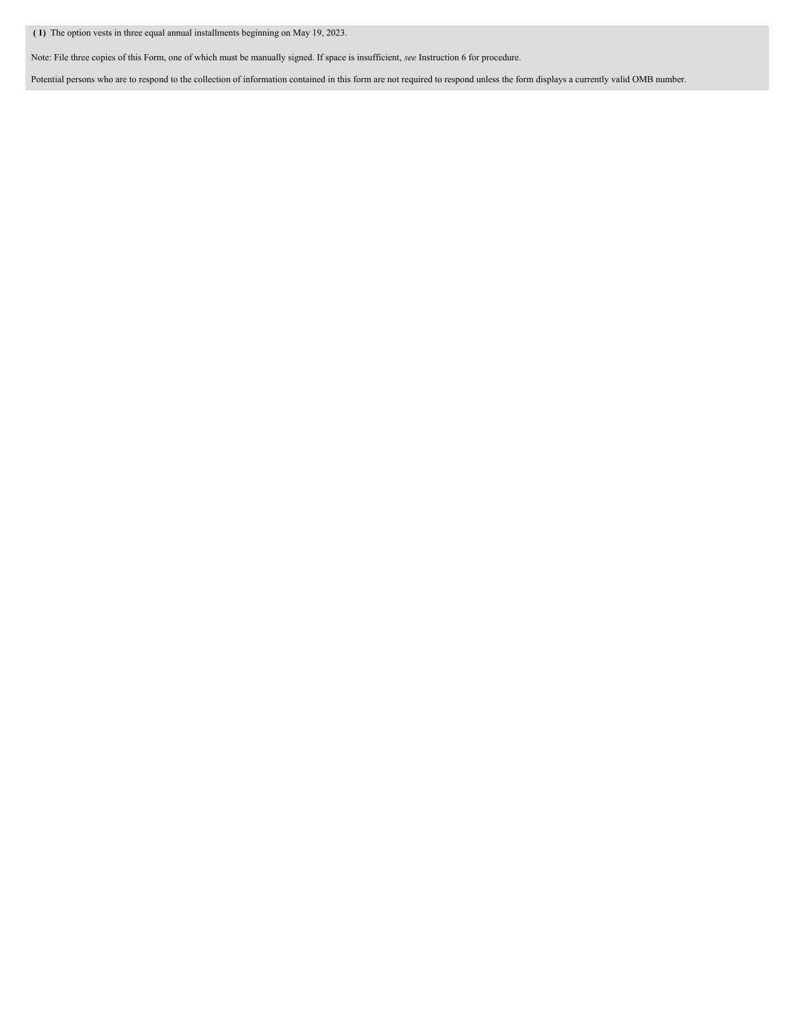(1) The option vests in three equal annual installments beginning on May 19, 2023.

Note: File three copies of this Form, one of which must be manually signed. If space is insufficient, *see* Instruction 6 for procedure.

Potential persons who are to respond to the collection of information contained in this form are not required to respond unless the form displays a currently valid OMB number.